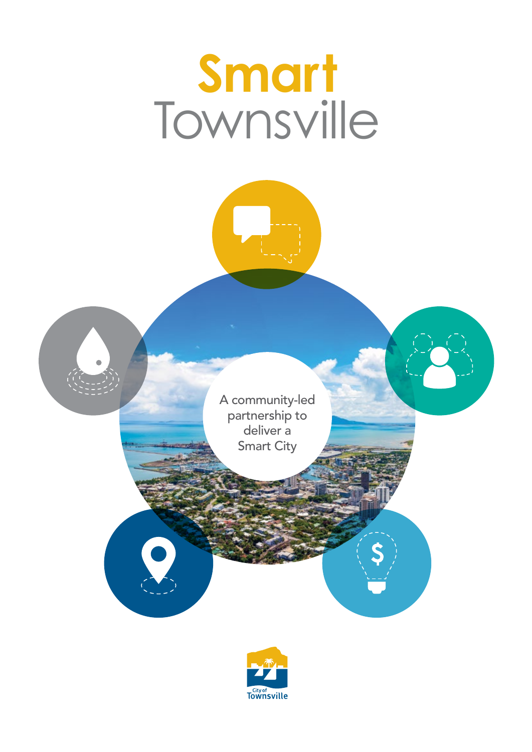# Smart Townsville

A community-led partnership to deliver a Smart City

City of Townsville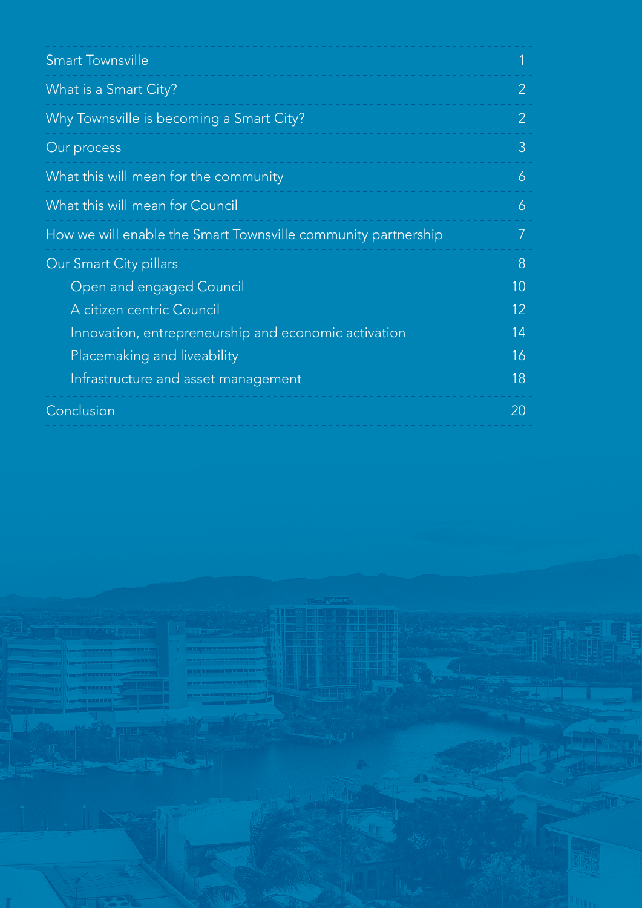| | |
|---|---|
| Smart Townsville | 1 |
| What is a Smart City? | 2 |
| Why Townsville is becoming a Smart City? | 2 |
| Our process | 3 |
| What this will mean for the community | 6 |
| What this will mean for Council | 6 |
| How we will enable the Smart Townsville community partnership | 7 |
| Our Smart City pillars | 8 |
| Open and engaged Council | 10 |
| A citizen centric Council | 12 |
| Innovation, entrepreneurship and economic activation | 14 |
| Placemaking and liveability | 16 |
| Infrastructure and asset management | 18 |
| Conclusion | 20 |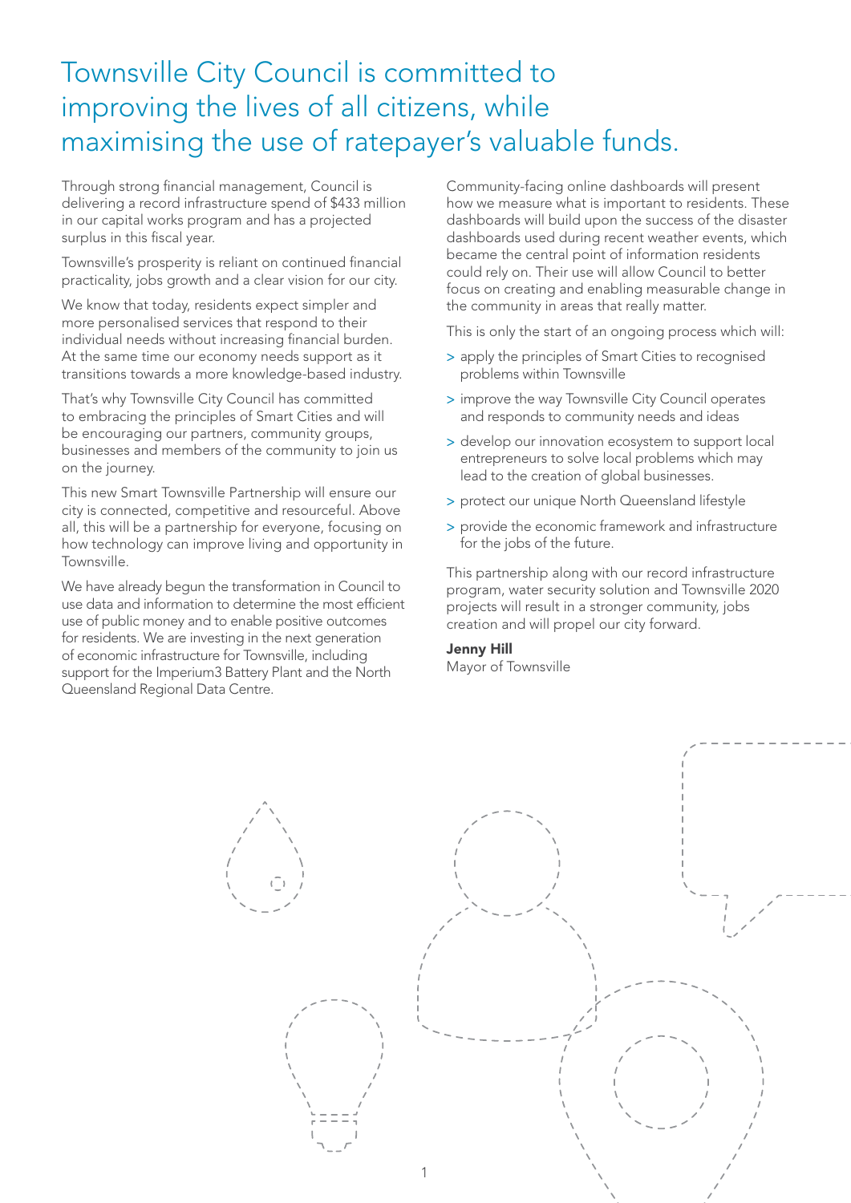# Townsville City Council is committed to improving the lives of all citizens, while maximising the use of ratepayer's valuable funds.

Through strong financial management, Council is delivering a record infrastructure spend of $433 million in our capital works program and has a projected surplus in this fiscal year.

Townsville's prosperity is reliant on continued financial practicality, jobs growth and a clear vision for our city.

We know that today, residents expect simpler and more personalised services that respond to their individual needs without increasing financial burden. At the same time our economy needs support as it transitions towards a more knowledge-based industry.

That's why Townsville City Council has committed to embracing the principles of Smart Cities and will be encouraging our partners, community groups, businesses and members of the community to join us on the journey.

This new Smart Townsville Partnership will ensure our city is connected, competitive and resourceful. Above all, this will be a partnership for everyone, focusing on how technology can improve living and opportunity in Townsville.

We have already begun the transformation in Council to use data and information to determine the most efficient use of public money and to enable positive outcomes for residents. We are investing in the next generation of economic infrastructure for Townsville, including support for the Imperium3 Battery Plant and the North Queensland Regional Data Centre.

Community-facing online dashboards will present how we measure what is important to residents. These dashboards will build upon the success of the disaster dashboards used during recent weather events, which became the central point of information residents could rely on. Their use will allow Council to better focus on creating and enabling measurable change in the community in areas that really matter.

This is only the start of an ongoing process which will:

> apply the principles of Smart Cities to recognised problems within Townsville

> improve the way Townsville City Council operates and responds to community needs and ideas

> develop our innovation ecosystem to support local entrepreneurs to solve local problems which may lead to the creation of global businesses.

> protect our unique North Queensland lifestyle

> provide the economic framework and infrastructure for the jobs of the future.

This partnership along with our record infrastructure program, water security solution and Townsville 2020 projects will result in a stronger community, jobs creation and will propel our city forward.

**Jenny Hill**
Mayor of Townsville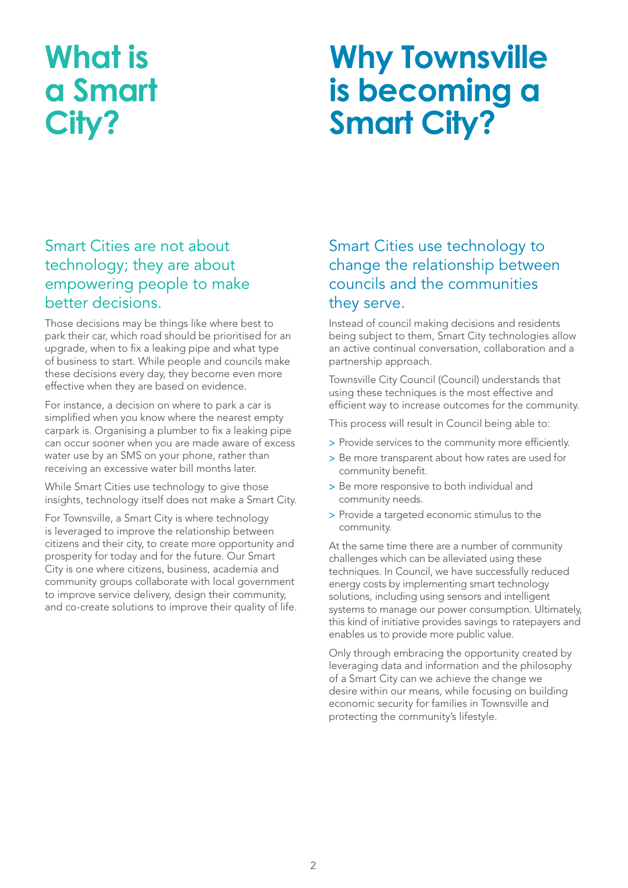# What is a Smart City?

## Smart Cities are not about technology; they are about empowering people to make better decisions.

Those decisions may be things like where best to park their car, which road should be prioritised for an upgrade, when to fix a leaking pipe and what type of business to start. While people and councils make these decisions every day, they become even more effective when they are based on evidence.

For instance, a decision on where to park a car is simplified when you know where the nearest empty carpark is. Organising a plumber to fix a leaking pipe can occur sooner when you are made aware of excess water use by an SMS on your phone, rather than receiving an excessive water bill months later.

While Smart Cities use technology to give those insights, technology itself does not make a Smart City.

For Townsville, a Smart City is where technology is leveraged to improve the relationship between citizens and their city, to create more opportunity and prosperity for today and for the future. Our Smart City is one where citizens, business, academia and community groups collaborate with local government to improve service delivery, design their community, and co-create solutions to improve their quality of life.

# Why Townsville is becoming a Smart City?

## Smart Cities use technology to change the relationship between councils and the communities they serve.

Instead of council making decisions and residents being subject to them, Smart City technologies allow an active continual conversation, collaboration and a partnership approach.

Townsville City Council (Council) understands that using these techniques is the most effective and efficient way to increase outcomes for the community.

This process will result in Council being able to:

> Provide services to the community more efficiently.
> Be more transparent about how rates are used for community benefit.
> Be more responsive to both individual and community needs.
> Provide a targeted economic stimulus to the community.

At the same time there are a number of community challenges which can be alleviated using these techniques. In Council, we have successfully reduced energy costs by implementing smart technology solutions, including using sensors and intelligent systems to manage our power consumption. Ultimately, this kind of initiative provides savings to ratepayers and enables us to provide more public value.

Only through embracing the opportunity created by leveraging data and information and the philosophy of a Smart City can we achieve the change we desire within our means, while focusing on building economic security for families in Townsville and protecting the community's lifestyle.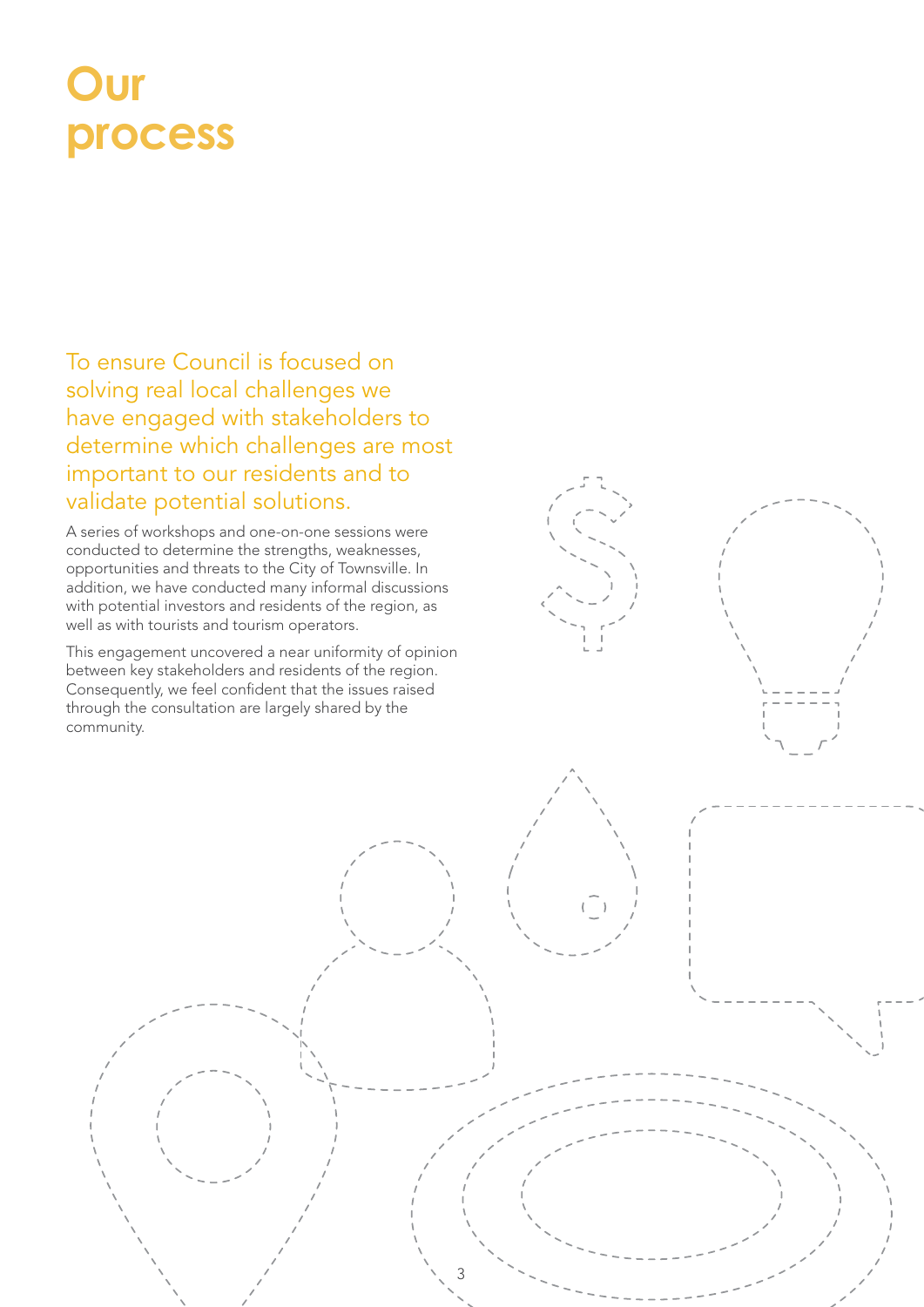# Our process

To ensure Council is focused on solving real local challenges we have engaged with stakeholders to determine which challenges are most important to our residents and to validate potential solutions.

A series of workshops and one-on-one sessions were conducted to determine the strengths, weaknesses, opportunities and threats to the City of Townsville. In addition, we have conducted many informal discussions with potential investors and residents of the region, as well as with tourists and tourism operators.

This engagement uncovered a near uniformity of opinion between key stakeholders and residents of the region. Consequently, we feel confident that the issues raised through the consultation are largely shared by the community.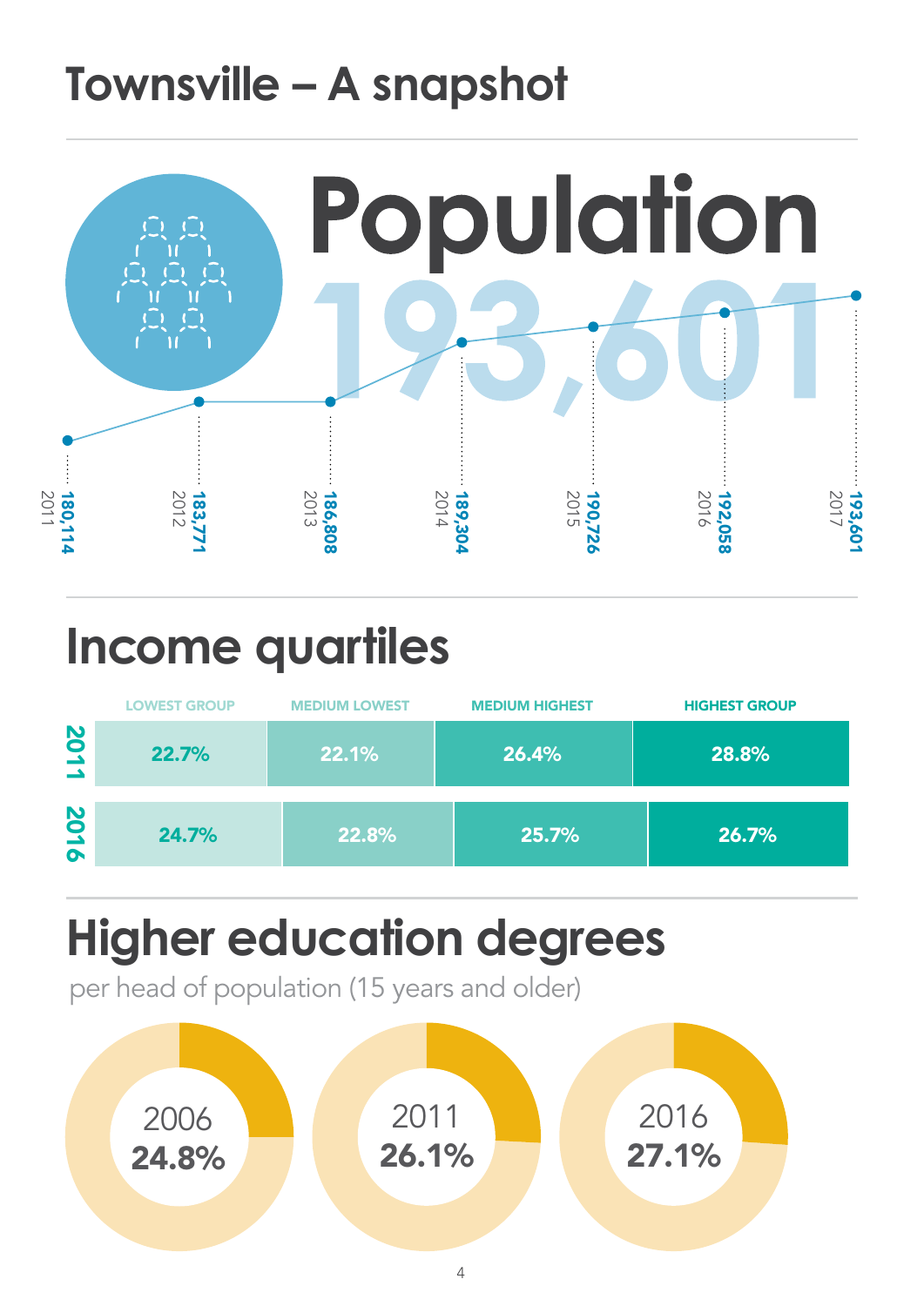# Townsville – A snapshot

## Population

193,601

| Year | Population |
|---|---|
| 2011 | 180,114 |
| 2012 | 183,771 |
| 2013 | 186,808 |
| 2014 | 189,304 |
| 2015 | 190,726 |
| 2016 | 192,058 |
| 2017 | 193,601 |

## Income quartiles

| | LOWEST GROUP | MEDIUM LOWEST | MEDIUM HIGHEST | HIGHEST GROUP |
|---|---|---|---|---|
| 2011 | 22.7% | 22.1% | 26.4% | 28.8% |
| 2016 | 24.7% | 22.8% | 25.7% | 26.7% |

## Higher education degrees

per head of population (15 years and older)

| 2006 | 2011 | 2016 |
|---|---|---|
| 24.8% | 26.1% | 27.1% |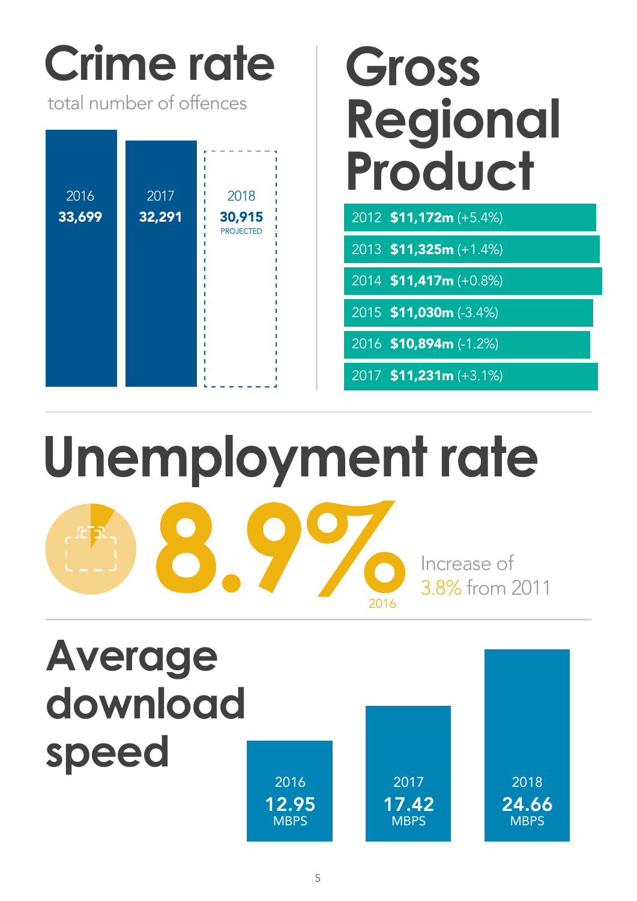# Crime rate

total number of offences

| 2016 | 2017 | 2018 |
|---|---|---|
| 33,699 | 32,291 | 30,915 PROJECTED |

# Gross Regional Product

- 2012 **$11,172m** (+5.4%)
- 2013 **$11,325m** (+1.4%)
- 2014 **$11,417m** (+0.8%)
- 2015 **$11,030m** (-3.4%)
- 2016 **$10,894m** (-1.2%)
- 2017 **$11,231m** (+3.1%)

# Unemployment rate

**8.9%** 2016

Increase of 3.8% from 2011

# Average download speed

| 2016 | 2017 | 2018 |
|---|---|---|
| 12.95 MBPS | 17.42 MBPS | 24.66 MBPS |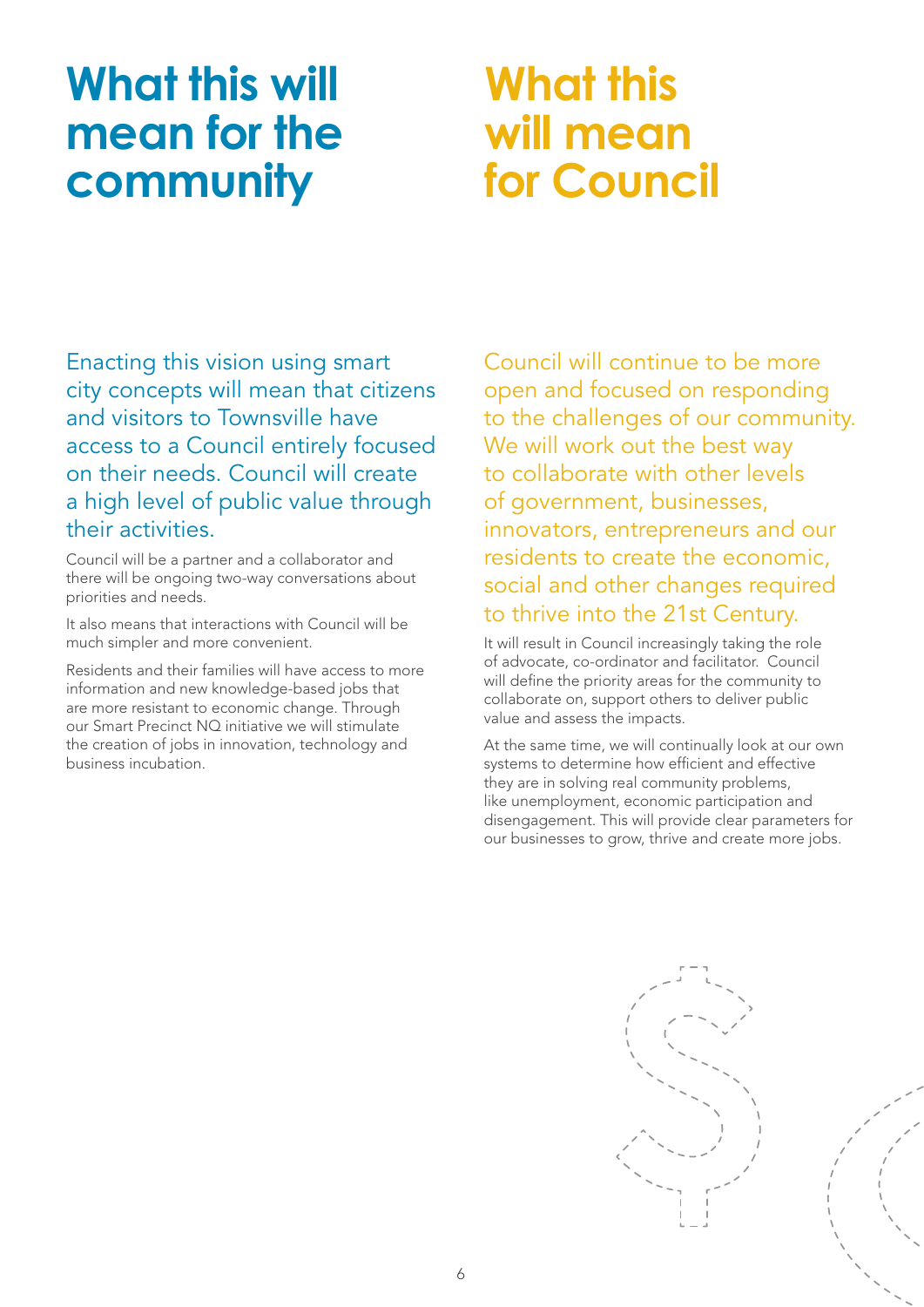# What this will mean for the community

Enacting this vision using smart city concepts will mean that citizens and visitors to Townsville have access to a Council entirely focused on their needs. Council will create a high level of public value through their activities.

Council will be a partner and a collaborator and there will be ongoing two-way conversations about priorities and needs.

It also means that interactions with Council will be much simpler and more convenient.

Residents and their families will have access to more information and new knowledge-based jobs that are more resistant to economic change. Through our Smart Precinct NQ initiative we will stimulate the creation of jobs in innovation, technology and business incubation.

# What this will mean for Council

Council will continue to be more open and focused on responding to the challenges of our community. We will work out the best way to collaborate with other levels of government, businesses, innovators, entrepreneurs and our residents to create the economic, social and other changes required to thrive into the 21st Century.

It will result in Council increasingly taking the role of advocate, co-ordinator and facilitator. Council will define the priority areas for the community to collaborate on, support others to deliver public value and assess the impacts.

At the same time, we will continually look at our own systems to determine how efficient and effective they are in solving real community problems, like unemployment, economic participation and disengagement. This will provide clear parameters for our businesses to grow, thrive and create more jobs.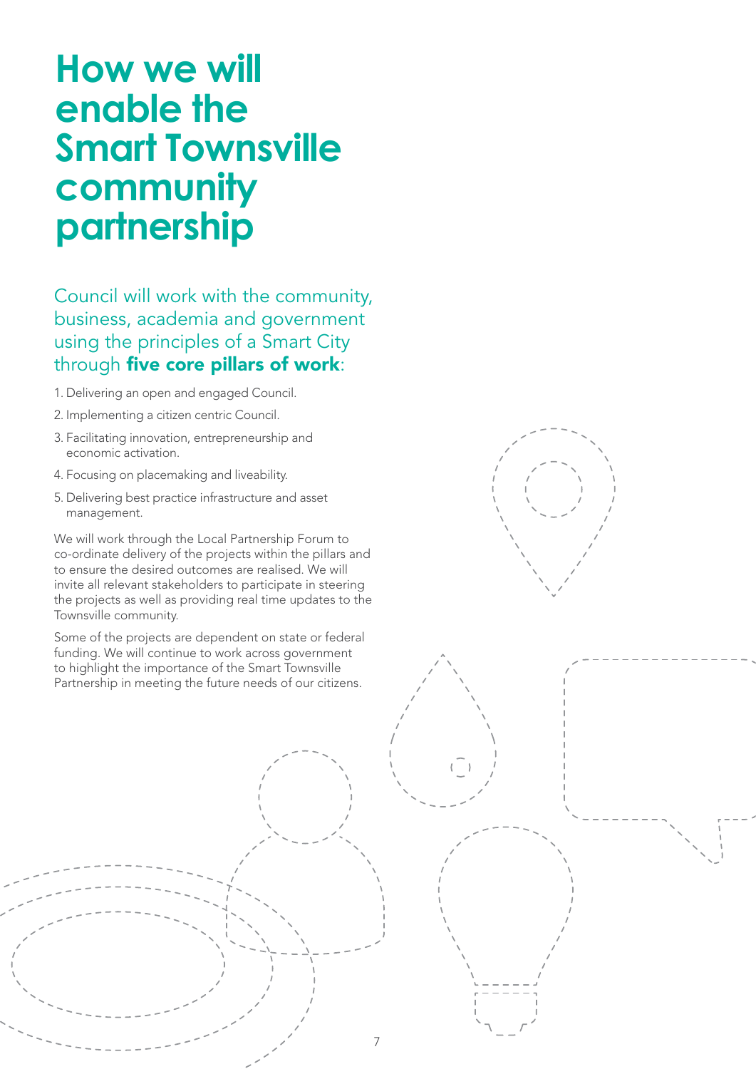# How we will enable the Smart Townsville community partnership

Council will work with the community, business, academia and government using the principles of a Smart City through **five core pillars of work**:

1. Delivering an open and engaged Council.
2. Implementing a citizen centric Council.
3. Facilitating innovation, entrepreneurship and economic activation.
4. Focusing on placemaking and liveability.
5. Delivering best practice infrastructure and asset management.

We will work through the Local Partnership Forum to co-ordinate delivery of the projects within the pillars and to ensure the desired outcomes are realised. We will invite all relevant stakeholders to participate in steering the projects as well as providing real time updates to the Townsville community.

Some of the projects are dependent on state or federal funding. We will continue to work across government to highlight the importance of the Smart Townsville Partnership in meeting the future needs of our citizens.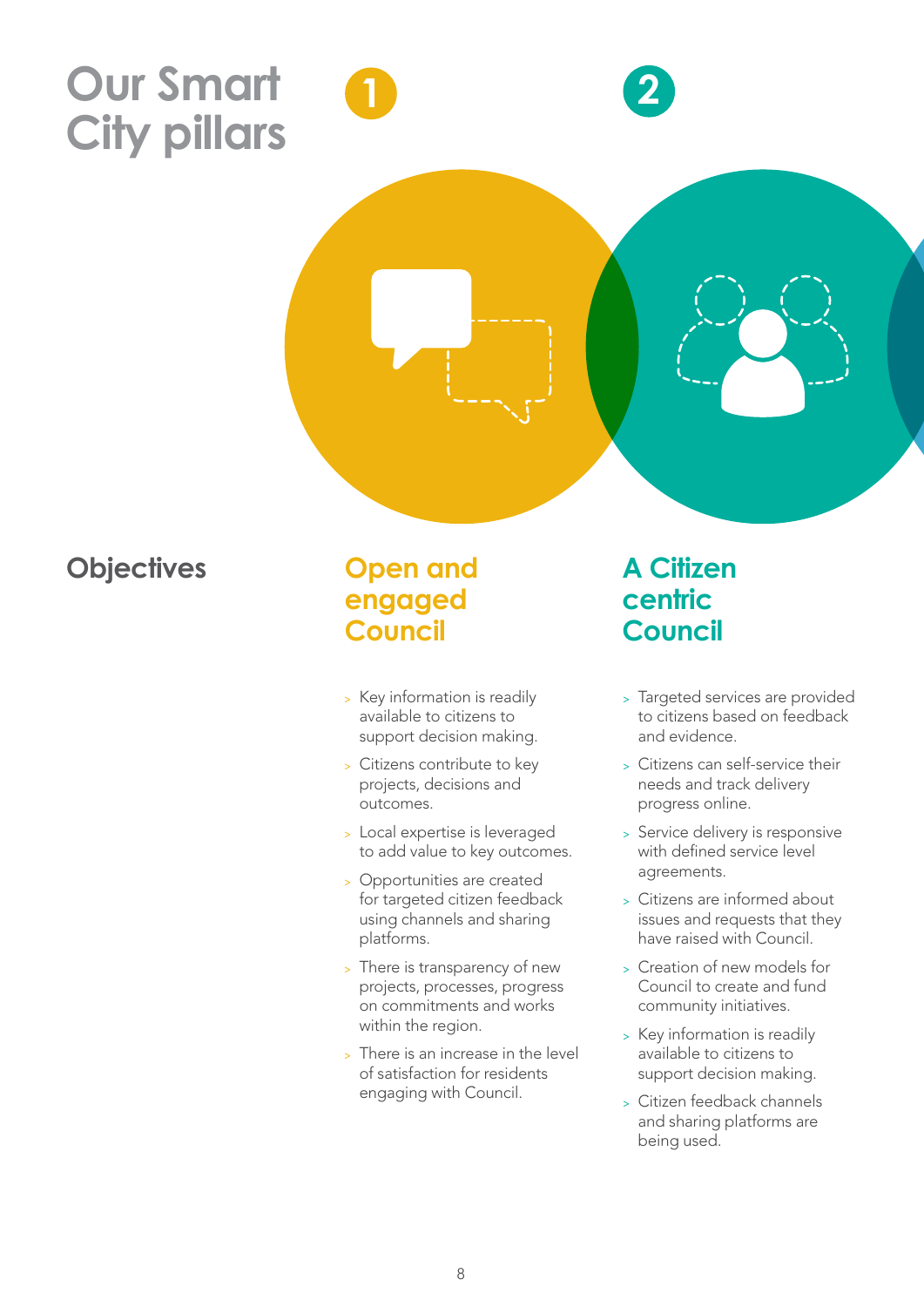# Our Smart City pillars

## Objectives

### 1 Open and engaged Council

- Key information is readily available to citizens to support decision making.
- Citizens contribute to key projects, decisions and outcomes.
- Local expertise is leveraged to add value to key outcomes.
- Opportunities are created for targeted citizen feedback using channels and sharing platforms.
- There is transparency of new projects, processes, progress on commitments and works within the region.
- There is an increase in the level of satisfaction for residents engaging with Council.

### 2 A Citizen centric Council

- Targeted services are provided to citizens based on feedback and evidence.
- Citizens can self-service their needs and track delivery progress online.
- Service delivery is responsive with defined service level agreements.
- Citizens are informed about issues and requests that they have raised with Council.
- Creation of new models for Council to create and fund community initiatives.
- Key information is readily available to citizens to support decision making.
- Citizen feedback channels and sharing platforms are being used.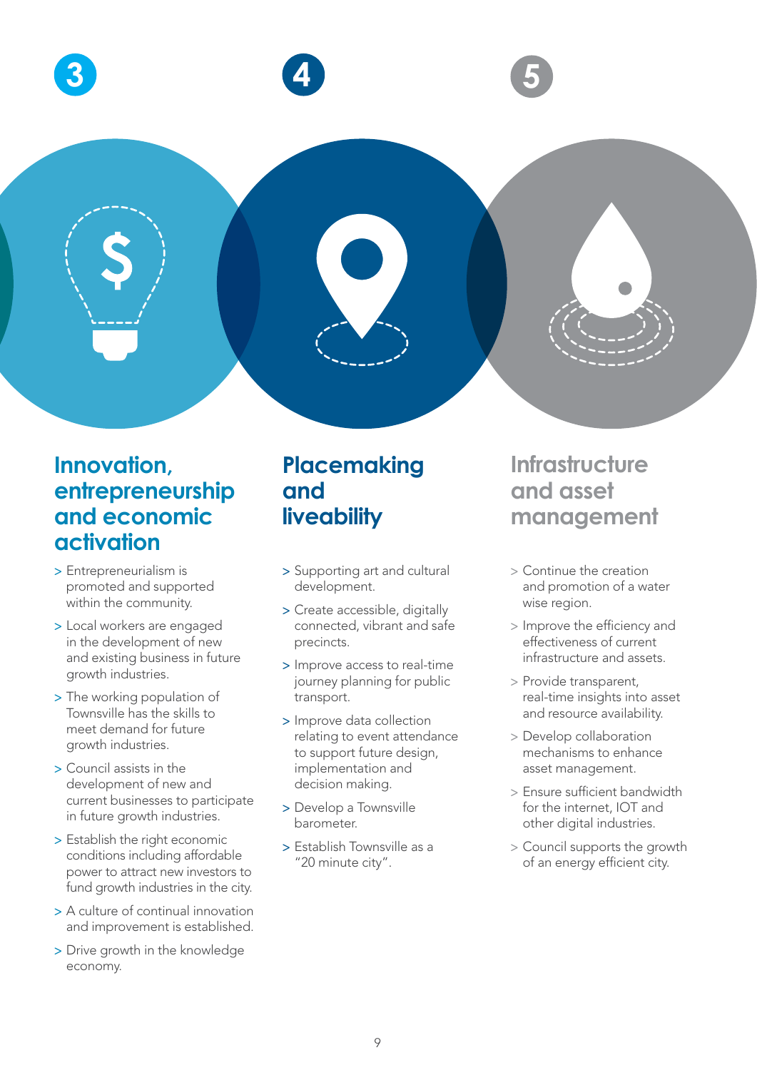## 3

## Innovation, entrepreneurship and economic activation

- Entrepreneurialism is promoted and supported within the community.
- Local workers are engaged in the development of new and existing business in future growth industries.
- The working population of Townsville has the skills to meet demand for future growth industries.
- Council assists in the development of new and current businesses to participate in future growth industries.
- Establish the right economic conditions including affordable power to attract new investors to fund growth industries in the city.
- A culture of continual innovation and improvement is established.
- Drive growth in the knowledge economy.

## 4

## Placemaking and liveability

- Supporting art and cultural development.
- Create accessible, digitally connected, vibrant and safe precincts.
- Improve access to real-time journey planning for public transport.
- Improve data collection relating to event attendance to support future design, implementation and decision making.
- Develop a Townsville barometer.
- Establish Townsville as a "20 minute city".

## 5

## Infrastructure and asset management

- Continue the creation and promotion of a water wise region.
- Improve the efficiency and effectiveness of current infrastructure and assets.
- Provide transparent, real-time insights into asset and resource availability.
- Develop collaboration mechanisms to enhance asset management.
- Ensure sufficient bandwidth for the internet, IOT and other digital industries.
- Council supports the growth of an energy efficient city.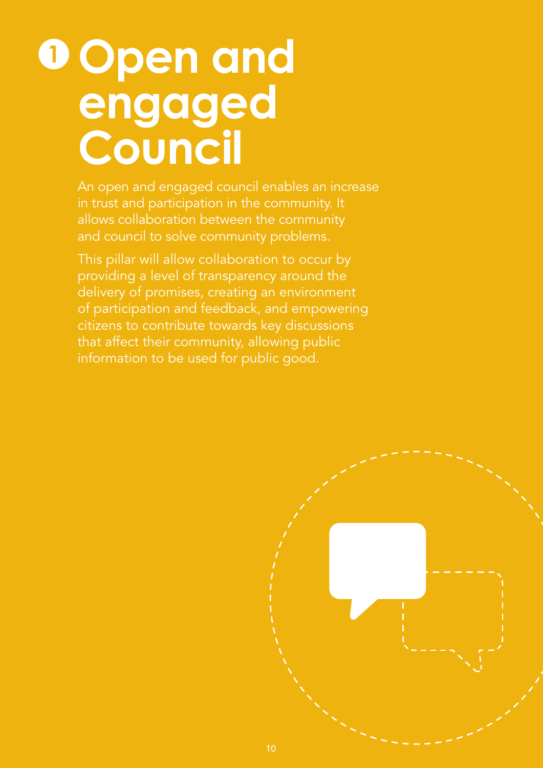# 1 Open and engaged Council

An open and engaged council enables an increase in trust and participation in the community. It allows collaboration between the community and council to solve community problems.

This pillar will allow collaboration to occur by providing a level of transparency around the delivery of promises, creating an environment of participation and feedback, and empowering citizens to contribute towards key discussions that affect their community, allowing public information to be used for public good.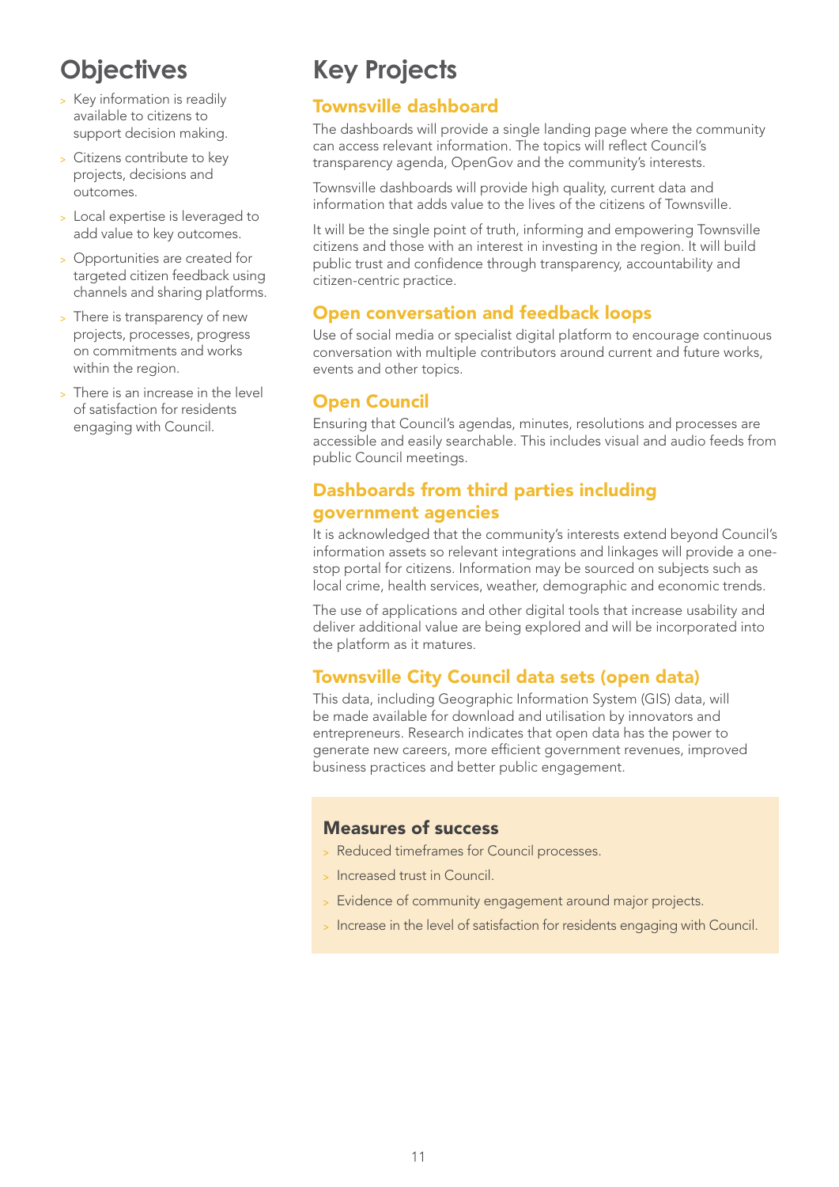## Objectives

- Key information is readily available to citizens to support decision making.
- Citizens contribute to key projects, decisions and outcomes.
- Local expertise is leveraged to add value to key outcomes.
- Opportunities are created for targeted citizen feedback using channels and sharing platforms.
- There is transparency of new projects, processes, progress on commitments and works within the region.
- There is an increase in the level of satisfaction for residents engaging with Council.

## Key Projects

### Townsville dashboard

The dashboards will provide a single landing page where the community can access relevant information. The topics will reflect Council's transparency agenda, OpenGov and the community's interests.

Townsville dashboards will provide high quality, current data and information that adds value to the lives of the citizens of Townsville.

It will be the single point of truth, informing and empowering Townsville citizens and those with an interest in investing in the region. It will build public trust and confidence through transparency, accountability and citizen-centric practice.

### Open conversation and feedback loops

Use of social media or specialist digital platform to encourage continuous conversation with multiple contributors around current and future works, events and other topics.

### Open Council

Ensuring that Council's agendas, minutes, resolutions and processes are accessible and easily searchable. This includes visual and audio feeds from public Council meetings.

### Dashboards from third parties including government agencies

It is acknowledged that the community's interests extend beyond Council's information assets so relevant integrations and linkages will provide a one-stop portal for citizens. Information may be sourced on subjects such as local crime, health services, weather, demographic and economic trends.

The use of applications and other digital tools that increase usability and deliver additional value are being explored and will be incorporated into the platform as it matures.

### Townsville City Council data sets (open data)

This data, including Geographic Information System (GIS) data, will be made available for download and utilisation by innovators and entrepreneurs. Research indicates that open data has the power to generate new careers, more efficient government revenues, improved business practices and better public engagement.

### Measures of success

- Reduced timeframes for Council processes.
- Increased trust in Council.
- Evidence of community engagement around major projects.
- Increase in the level of satisfaction for residents engaging with Council.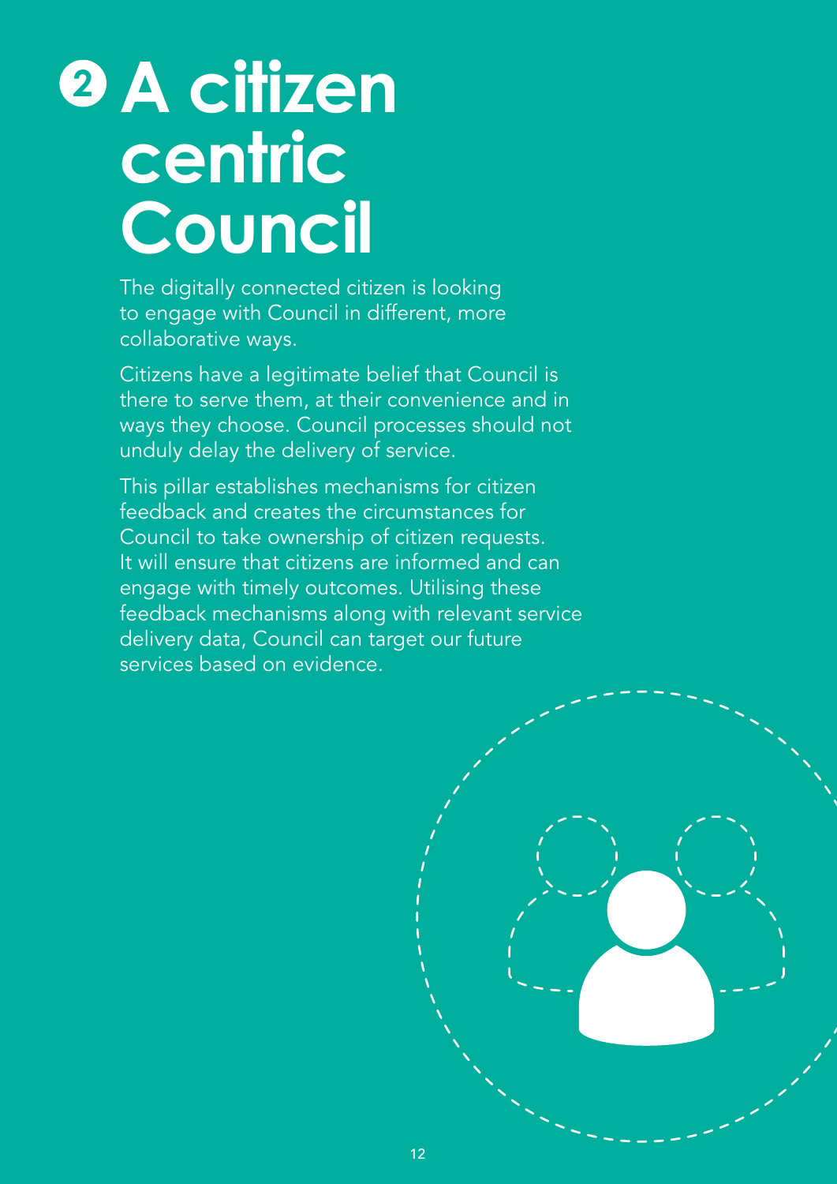# 2 A citizen centric Council

The digitally connected citizen is looking to engage with Council in different, more collaborative ways.

Citizens have a legitimate belief that Council is there to serve them, at their convenience and in ways they choose. Council processes should not unduly delay the delivery of service.

This pillar establishes mechanisms for citizen feedback and creates the circumstances for Council to take ownership of citizen requests. It will ensure that citizens are informed and can engage with timely outcomes. Utilising these feedback mechanisms along with relevant service delivery data, Council can target our future services based on evidence.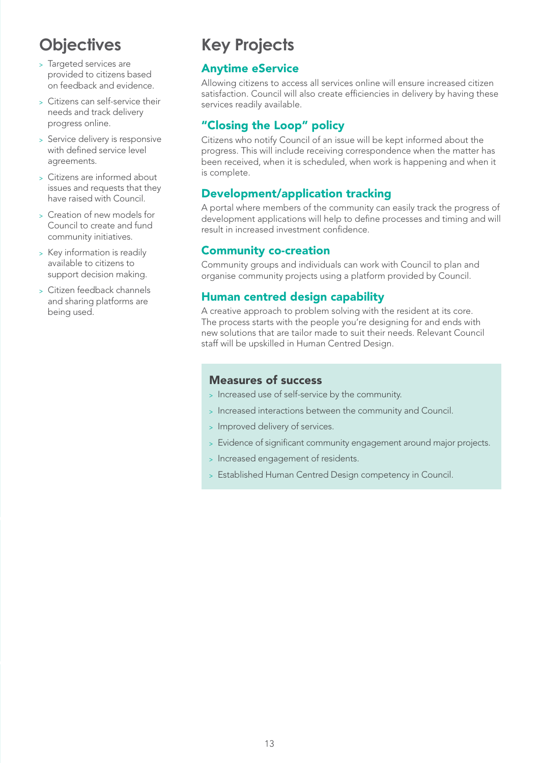## Objectives

- Targeted services are provided to citizens based on feedback and evidence.
- Citizens can self-service their needs and track delivery progress online.
- Service delivery is responsive with defined service level agreements.
- Citizens are informed about issues and requests that they have raised with Council.
- Creation of new models for Council to create and fund community initiatives.
- Key information is readily available to citizens to support decision making.
- Citizen feedback channels and sharing platforms are being used.

## Key Projects

### Anytime eService

Allowing citizens to access all services online will ensure increased citizen satisfaction. Council will also create efficiencies in delivery by having these services readily available.

### "Closing the Loop" policy

Citizens who notify Council of an issue will be kept informed about the progress. This will include receiving correspondence when the matter has been received, when it is scheduled, when work is happening and when it is complete.

### Development/application tracking

A portal where members of the community can easily track the progress of development applications will help to define processes and timing and will result in increased investment confidence.

### Community co-creation

Community groups and individuals can work with Council to plan and organise community projects using a platform provided by Council.

### Human centred design capability

A creative approach to problem solving with the resident at its core. The process starts with the people you're designing for and ends with new solutions that are tailor made to suit their needs. Relevant Council staff will be upskilled in Human Centred Design.

### Measures of success

- Increased use of self-service by the community.
- Increased interactions between the community and Council.
- Improved delivery of services.
- Evidence of significant community engagement around major projects.
- Increased engagement of residents.
- Established Human Centred Design competency in Council.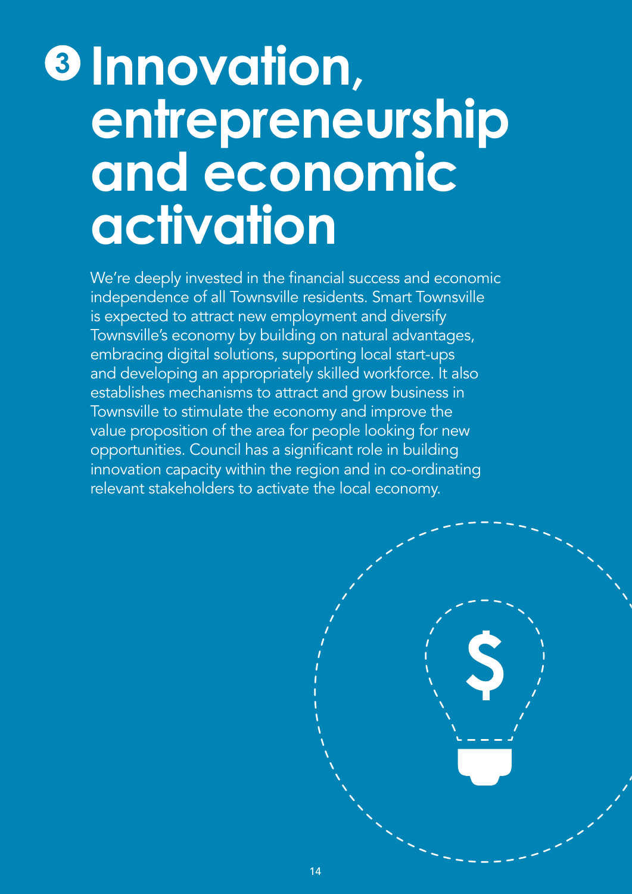# ❸ Innovation, entrepreneurship and economic activation

We're deeply invested in the financial success and economic independence of all Townsville residents. Smart Townsville is expected to attract new employment and diversify Townsville's economy by building on natural advantages, embracing digital solutions, supporting local start-ups and developing an appropriately skilled workforce. It also establishes mechanisms to attract and grow business in Townsville to stimulate the economy and improve the value proposition of the area for people looking for new opportunities. Council has a significant role in building innovation capacity within the region and in co-ordinating relevant stakeholders to activate the local economy.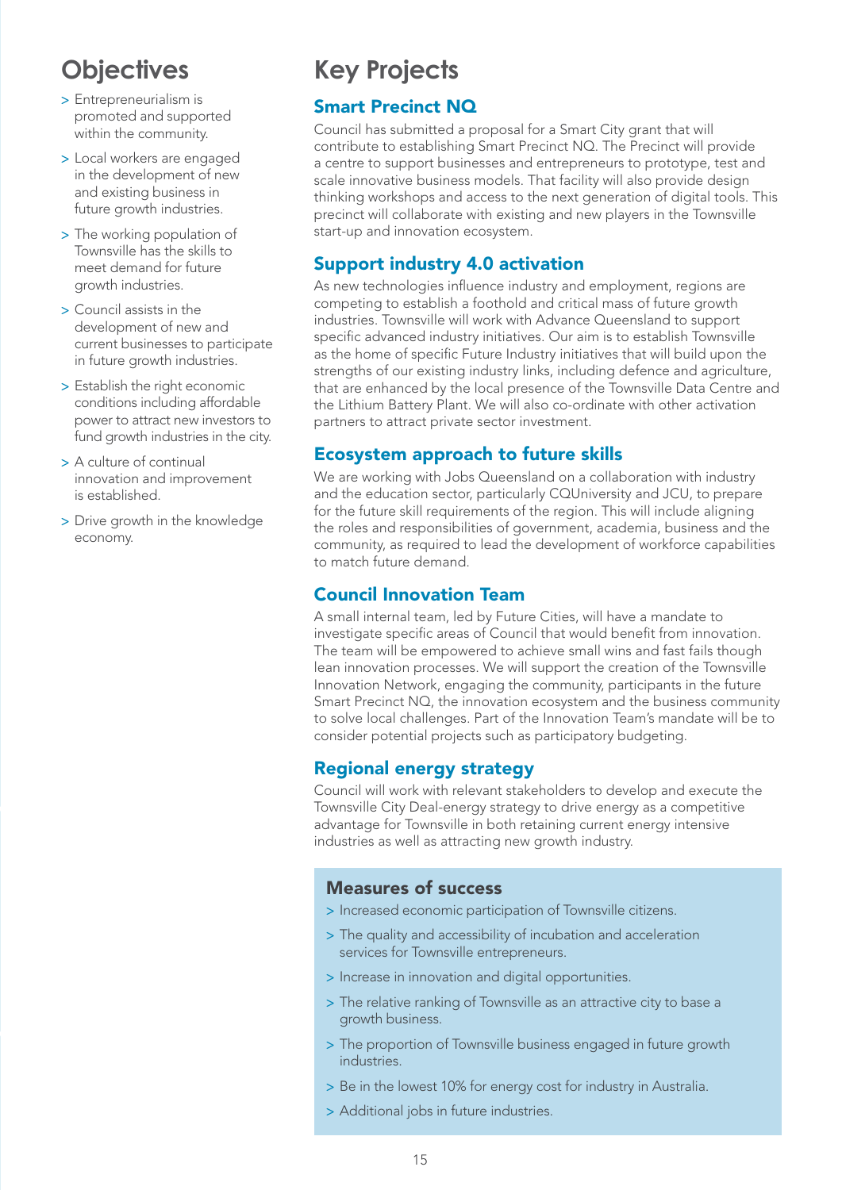## Objectives

- Entrepreneurialism is promoted and supported within the community.
- Local workers are engaged in the development of new and existing business in future growth industries.
- The working population of Townsville has the skills to meet demand for future growth industries.
- Council assists in the development of new and current businesses to participate in future growth industries.
- Establish the right economic conditions including affordable power to attract new investors to fund growth industries in the city.
- A culture of continual innovation and improvement is established.
- Drive growth in the knowledge economy.

## Key Projects

### Smart Precinct NQ

Council has submitted a proposal for a Smart City grant that will contribute to establishing Smart Precinct NQ. The Precinct will provide a centre to support businesses and entrepreneurs to prototype, test and scale innovative business models. That facility will also provide design thinking workshops and access to the next generation of digital tools. This precinct will collaborate with existing and new players in the Townsville start-up and innovation ecosystem.

### Support industry 4.0 activation

As new technologies influence industry and employment, regions are competing to establish a foothold and critical mass of future growth industries. Townsville will work with Advance Queensland to support specific advanced industry initiatives. Our aim is to establish Townsville as the home of specific Future Industry initiatives that will build upon the strengths of our existing industry links, including defence and agriculture, that are enhanced by the local presence of the Townsville Data Centre and the Lithium Battery Plant. We will also co-ordinate with other activation partners to attract private sector investment.

### Ecosystem approach to future skills

We are working with Jobs Queensland on a collaboration with industry and the education sector, particularly CQUniversity and JCU, to prepare for the future skill requirements of the region. This will include aligning the roles and responsibilities of government, academia, business and the community, as required to lead the development of workforce capabilities to match future demand.

### Council Innovation Team

A small internal team, led by Future Cities, will have a mandate to investigate specific areas of Council that would benefit from innovation. The team will be empowered to achieve small wins and fast fails though lean innovation processes. We will support the creation of the Townsville Innovation Network, engaging the community, participants in the future Smart Precinct NQ, the innovation ecosystem and the business community to solve local challenges. Part of the Innovation Team's mandate will be to consider potential projects such as participatory budgeting.

### Regional energy strategy

Council will work with relevant stakeholders to develop and execute the Townsville City Deal-energy strategy to drive energy as a competitive advantage for Townsville in both retaining current energy intensive industries as well as attracting new growth industry.

### Measures of success

- Increased economic participation of Townsville citizens.
- The quality and accessibility of incubation and acceleration services for Townsville entrepreneurs.
- Increase in innovation and digital opportunities.
- The relative ranking of Townsville as an attractive city to base a growth business.
- The proportion of Townsville business engaged in future growth industries.
- Be in the lowest 10% for energy cost for industry in Australia.
- Additional jobs in future industries.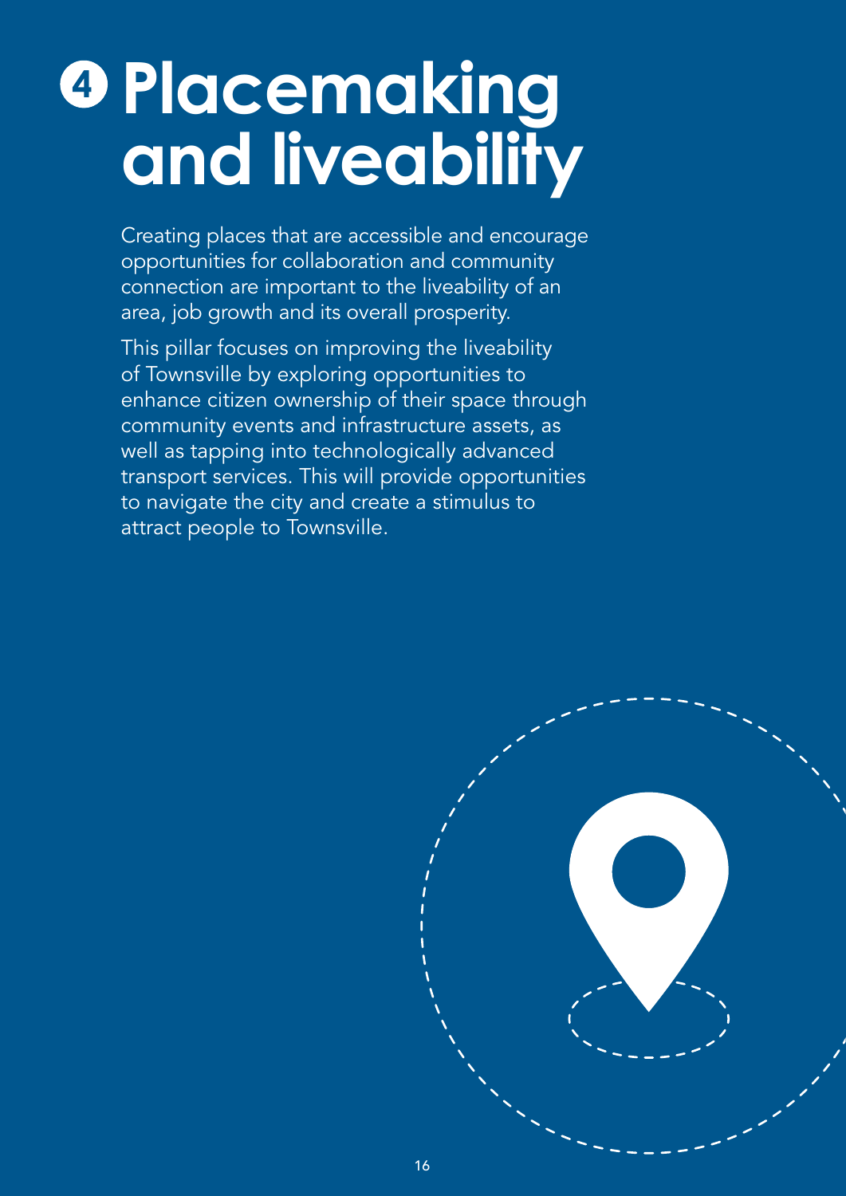# 4 Placemaking and liveability

Creating places that are accessible and encourage opportunities for collaboration and community connection are important to the liveability of an area, job growth and its overall prosperity.

This pillar focuses on improving the liveability of Townsville by exploring opportunities to enhance citizen ownership of their space through community events and infrastructure assets, as well as tapping into technologically advanced transport services. This will provide opportunities to navigate the city and create a stimulus to attract people to Townsville.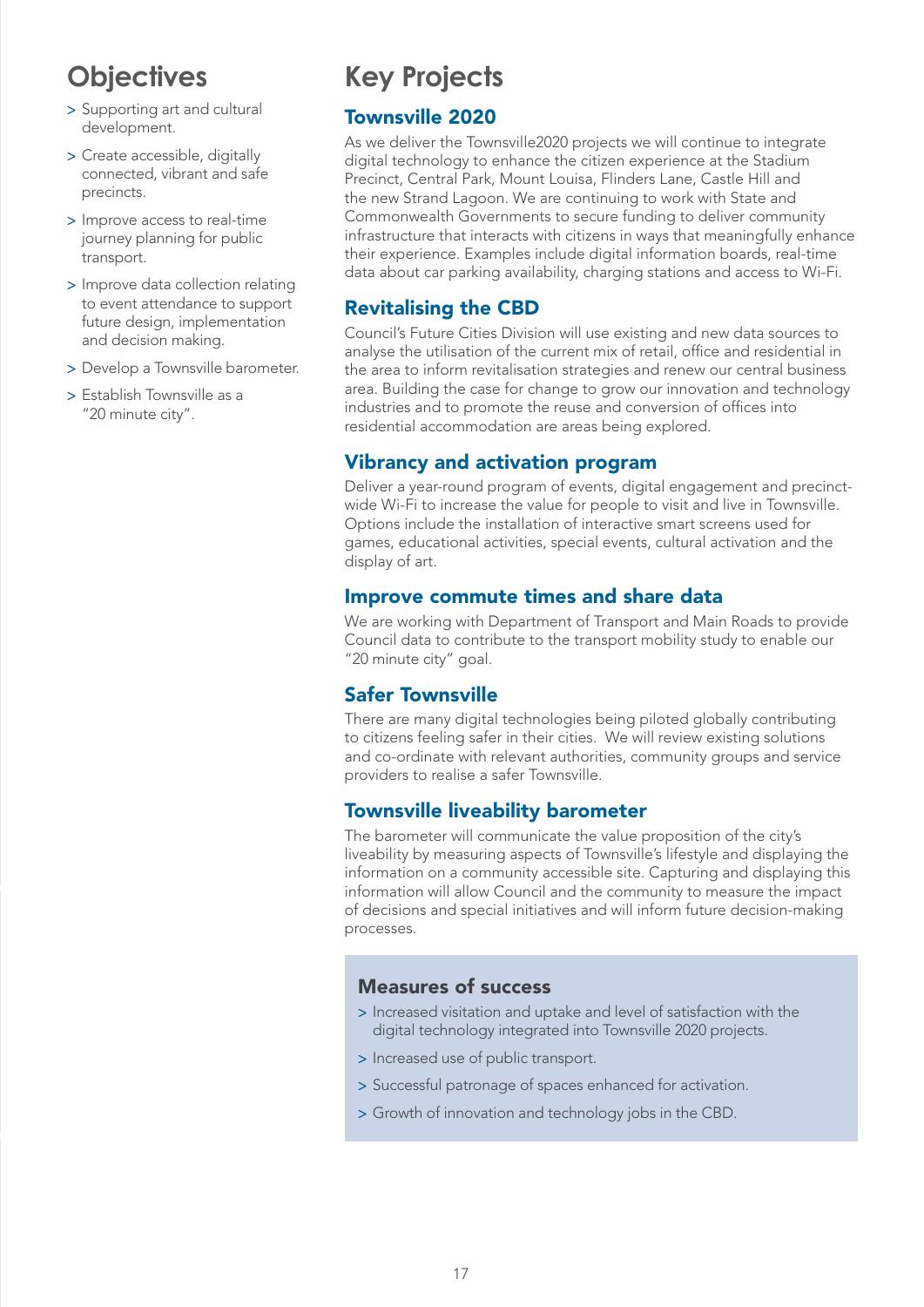## Objectives

- Supporting art and cultural development.
- Create accessible, digitally connected, vibrant and safe precincts.
- Improve access to real-time journey planning for public transport.
- Improve data collection relating to event attendance to support future design, implementation and decision making.
- Develop a Townsville barometer.
- Establish Townsville as a "20 minute city".

## Key Projects

### Townsville 2020

As we deliver the Townsville2020 projects we will continue to integrate digital technology to enhance the citizen experience at the Stadium Precinct, Central Park, Mount Louisa, Flinders Lane, Castle Hill and the new Strand Lagoon. We are continuing to work with State and Commonwealth Governments to secure funding to deliver community infrastructure that interacts with citizens in ways that meaningfully enhance their experience. Examples include digital information boards, real-time data about car parking availability, charging stations and access to Wi-Fi.

### Revitalising the CBD

Council's Future Cities Division will use existing and new data sources to analyse the utilisation of the current mix of retail, office and residential in the area to inform revitalisation strategies and renew our central business area. Building the case for change to grow our innovation and technology industries and to promote the reuse and conversion of offices into residential accommodation are areas being explored.

### Vibrancy and activation program

Deliver a year-round program of events, digital engagement and precinct-wide Wi-Fi to increase the value for people to visit and live in Townsville. Options include the installation of interactive smart screens used for games, educational activities, special events, cultural activation and the display of art.

### Improve commute times and share data

We are working with Department of Transport and Main Roads to provide Council data to contribute to the transport mobility study to enable our "20 minute city" goal.

### Safer Townsville

There are many digital technologies being piloted globally contributing to citizens feeling safer in their cities. We will review existing solutions and co-ordinate with relevant authorities, community groups and service providers to realise a safer Townsville.

### Townsville liveability barometer

The barometer will communicate the value proposition of the city's liveability by measuring aspects of Townsville's lifestyle and displaying the information on a community accessible site. Capturing and displaying this information will allow Council and the community to measure the impact of decisions and special initiatives and will inform future decision-making processes.

### Measures of success

- Increased visitation and uptake and level of satisfaction with the digital technology integrated into Townsville 2020 projects.
- Increased use of public transport.
- Successful patronage of spaces enhanced for activation.
- Growth of innovation and technology jobs in the CBD.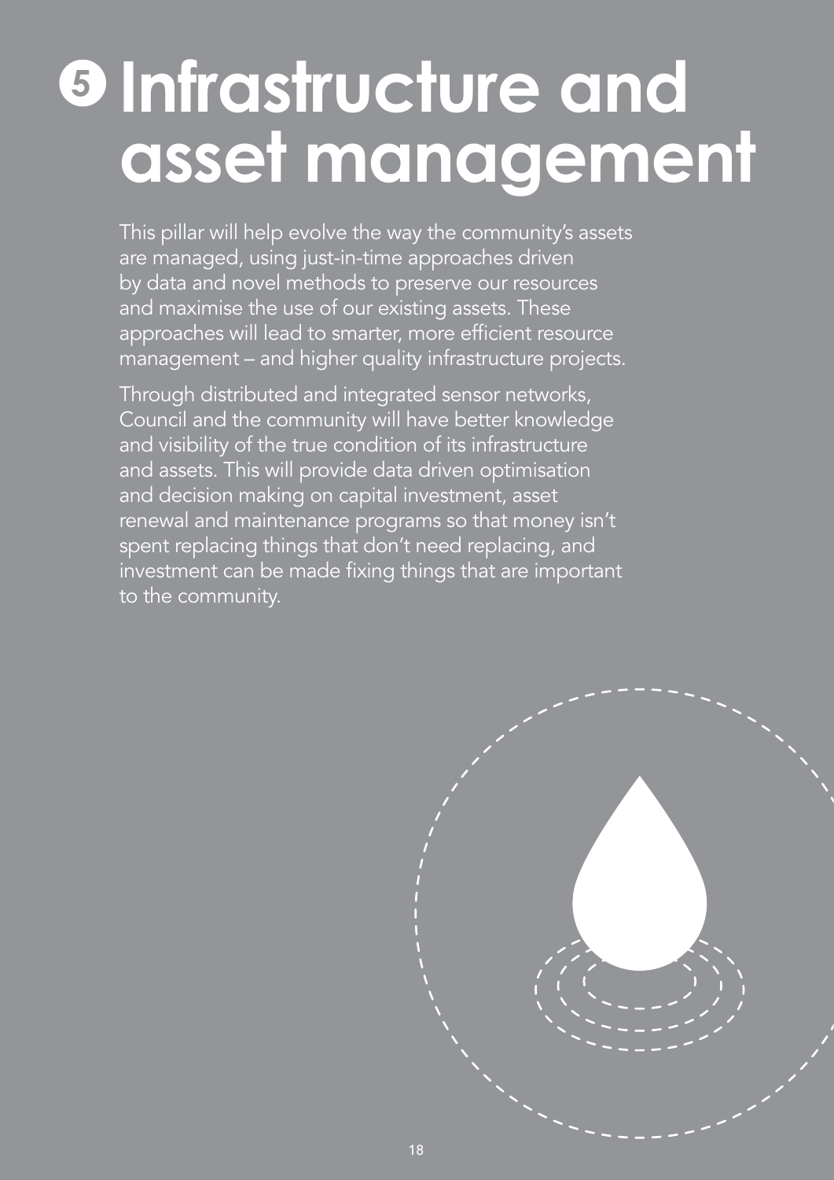# 5 Infrastructure and asset management

This pillar will help evolve the way the community's assets are managed, using just-in-time approaches driven by data and novel methods to preserve our resources and maximise the use of our existing assets. These approaches will lead to smarter, more efficient resource management – and higher quality infrastructure projects.

Through distributed and integrated sensor networks, Council and the community will have better knowledge and visibility of the true condition of its infrastructure and assets. This will provide data driven optimisation and decision making on capital investment, asset renewal and maintenance programs so that money isn't spent replacing things that don't need replacing, and investment can be made fixing things that are important to the community.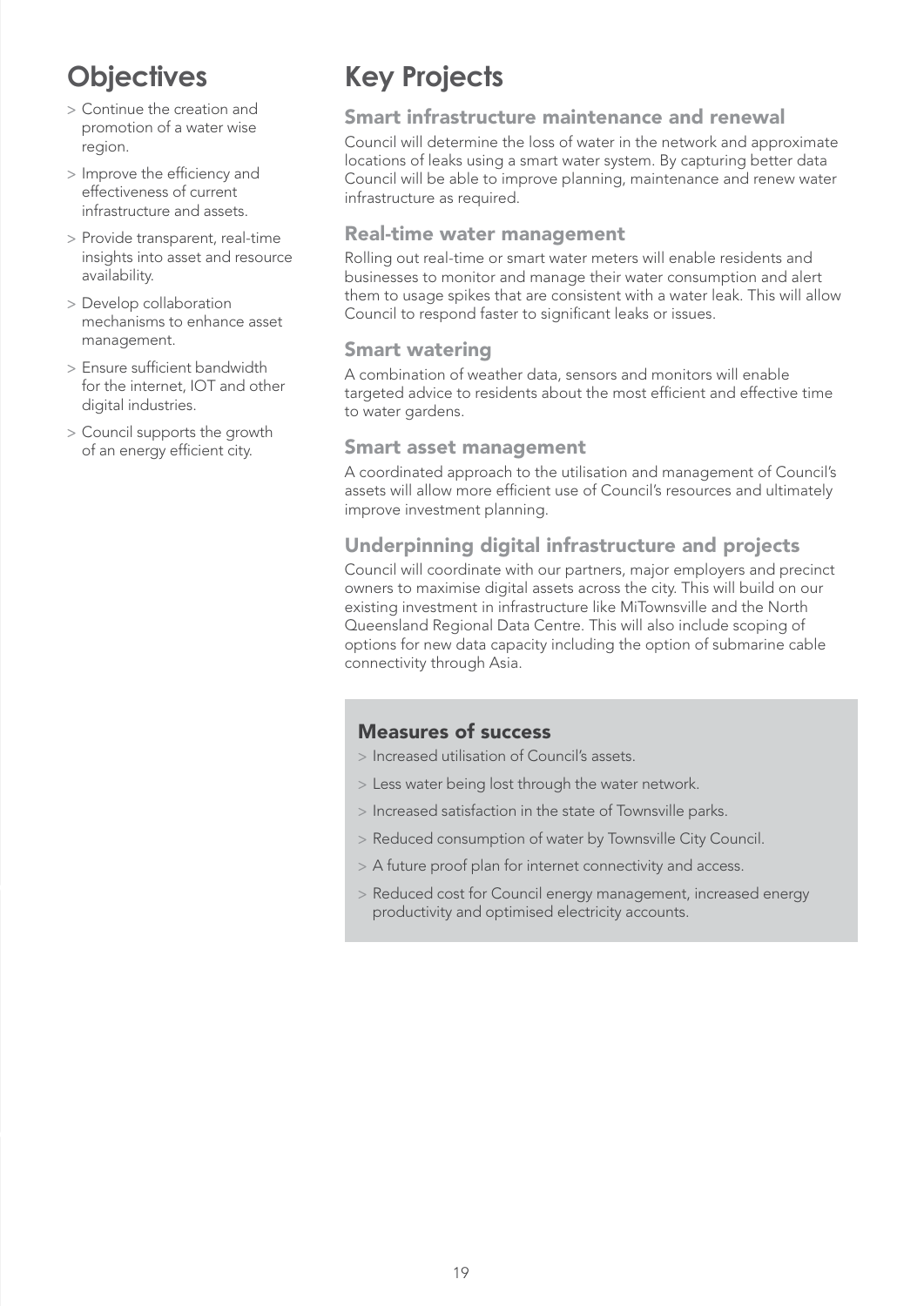## Objectives

- Continue the creation and promotion of a water wise region.
- Improve the efficiency and effectiveness of current infrastructure and assets.
- Provide transparent, real-time insights into asset and resource availability.
- Develop collaboration mechanisms to enhance asset management.
- Ensure sufficient bandwidth for the internet, IOT and other digital industries.
- Council supports the growth of an energy efficient city.

## Key Projects

### Smart infrastructure maintenance and renewal

Council will determine the loss of water in the network and approximate locations of leaks using a smart water system. By capturing better data Council will be able to improve planning, maintenance and renew water infrastructure as required.

### Real-time water management

Rolling out real-time or smart water meters will enable residents and businesses to monitor and manage their water consumption and alert them to usage spikes that are consistent with a water leak. This will allow Council to respond faster to significant leaks or issues.

### Smart watering

A combination of weather data, sensors and monitors will enable targeted advice to residents about the most efficient and effective time to water gardens.

### Smart asset management

A coordinated approach to the utilisation and management of Council's assets will allow more efficient use of Council's resources and ultimately improve investment planning.

### Underpinning digital infrastructure and projects

Council will coordinate with our partners, major employers and precinct owners to maximise digital assets across the city. This will build on our existing investment in infrastructure like MiTownsville and the North Queensland Regional Data Centre. This will also include scoping of options for new data capacity including the option of submarine cable connectivity through Asia.

### Measures of success

- Increased utilisation of Council's assets.
- Less water being lost through the water network.
- Increased satisfaction in the state of Townsville parks.
- Reduced consumption of water by Townsville City Council.
- A future proof plan for internet connectivity and access.
- Reduced cost for Council energy management, increased energy productivity and optimised electricity accounts.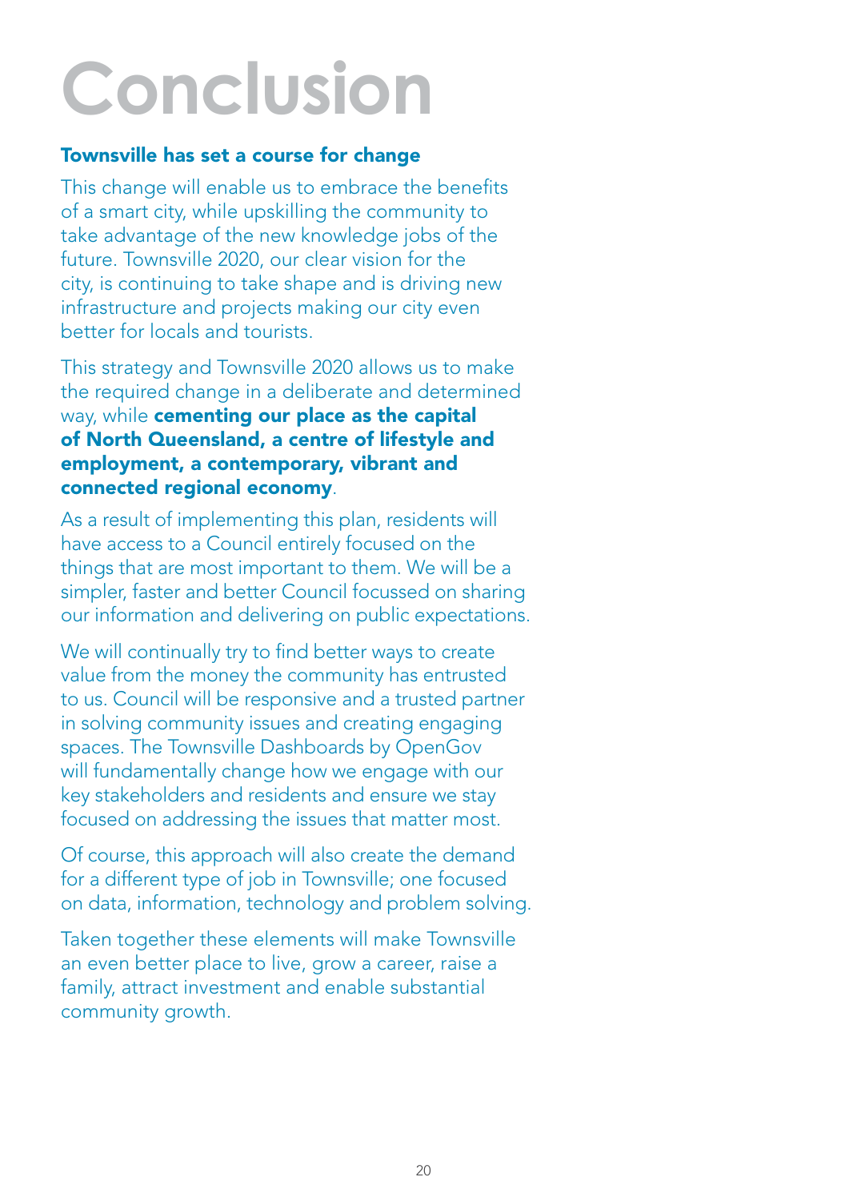# Conclusion

### Townsville has set a course for change

This change will enable us to embrace the benefits of a smart city, while upskilling the community to take advantage of the new knowledge jobs of the future. Townsville 2020, our clear vision for the city, is continuing to take shape and is driving new infrastructure and projects making our city even better for locals and tourists.

This strategy and Townsville 2020 allows us to make the required change in a deliberate and determined way, while **cementing our place as the capital of North Queensland, a centre of lifestyle and employment, a contemporary, vibrant and connected regional economy**.

As a result of implementing this plan, residents will have access to a Council entirely focused on the things that are most important to them. We will be a simpler, faster and better Council focussed on sharing our information and delivering on public expectations.

We will continually try to find better ways to create value from the money the community has entrusted to us. Council will be responsive and a trusted partner in solving community issues and creating engaging spaces. The Townsville Dashboards by OpenGov will fundamentally change how we engage with our key stakeholders and residents and ensure we stay focused on addressing the issues that matter most.

Of course, this approach will also create the demand for a different type of job in Townsville; one focused on data, information, technology and problem solving.

Taken together these elements will make Townsville an even better place to live, grow a career, raise a family, attract investment and enable substantial community growth.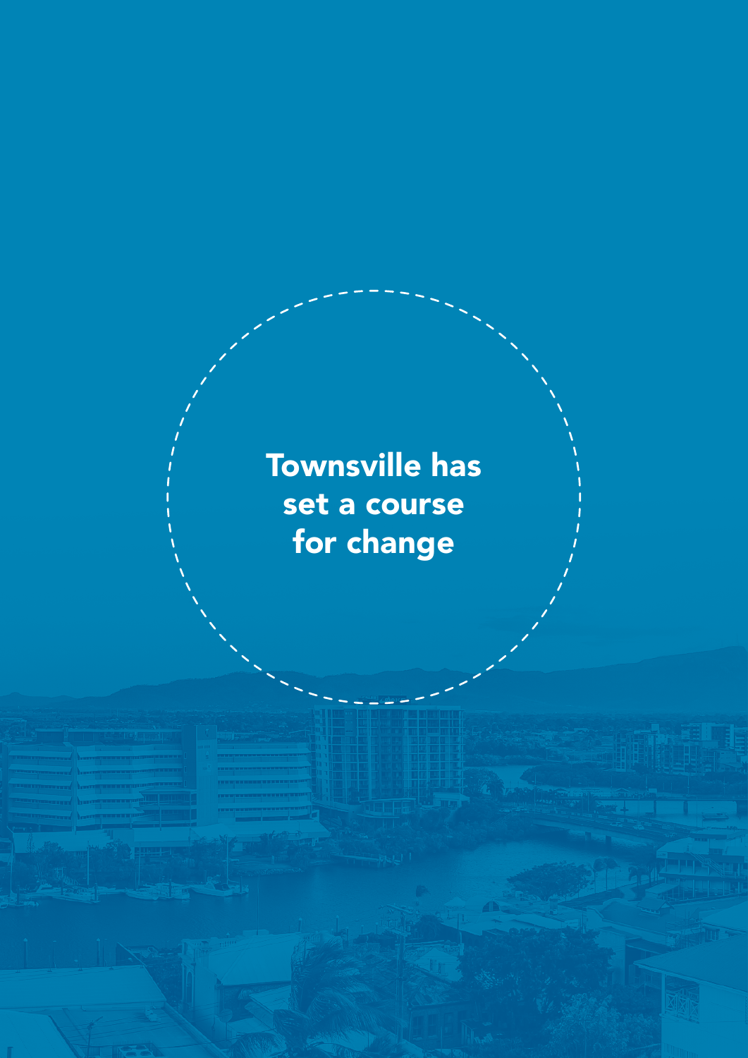Townsville has set a course for change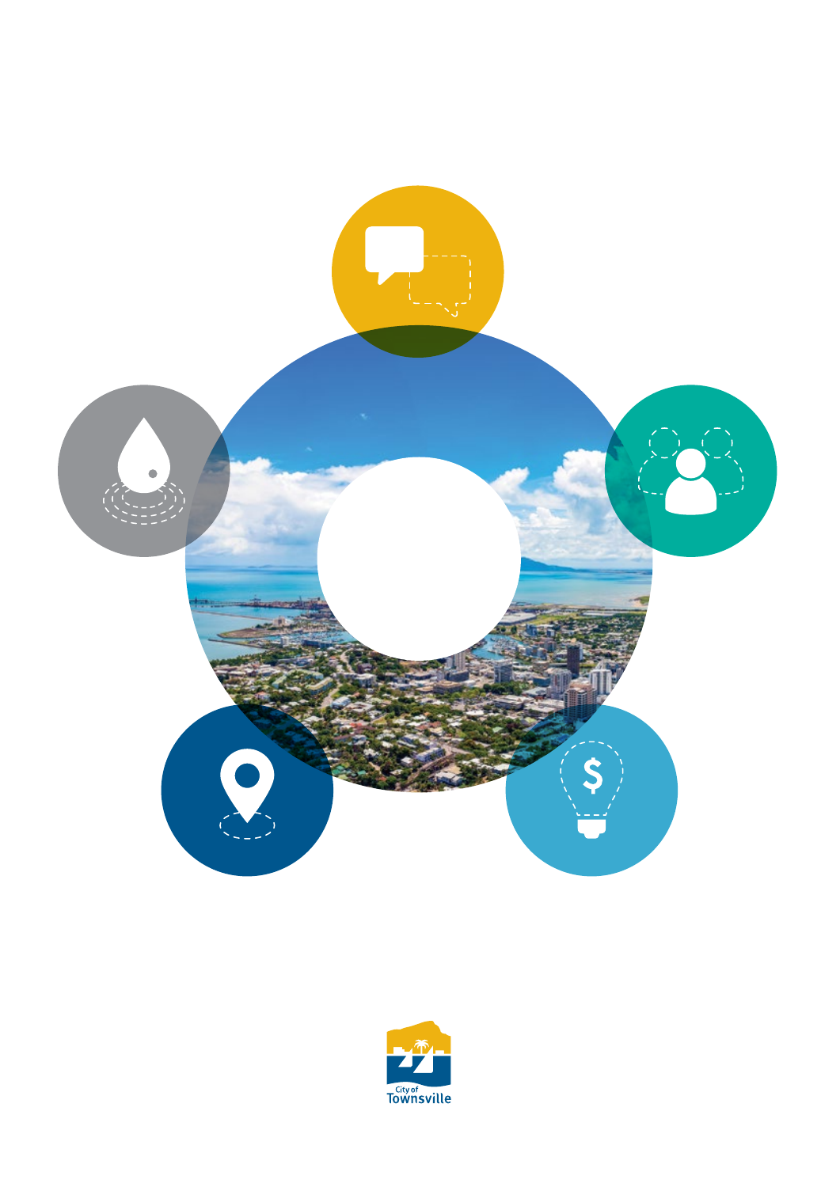City of Townsville